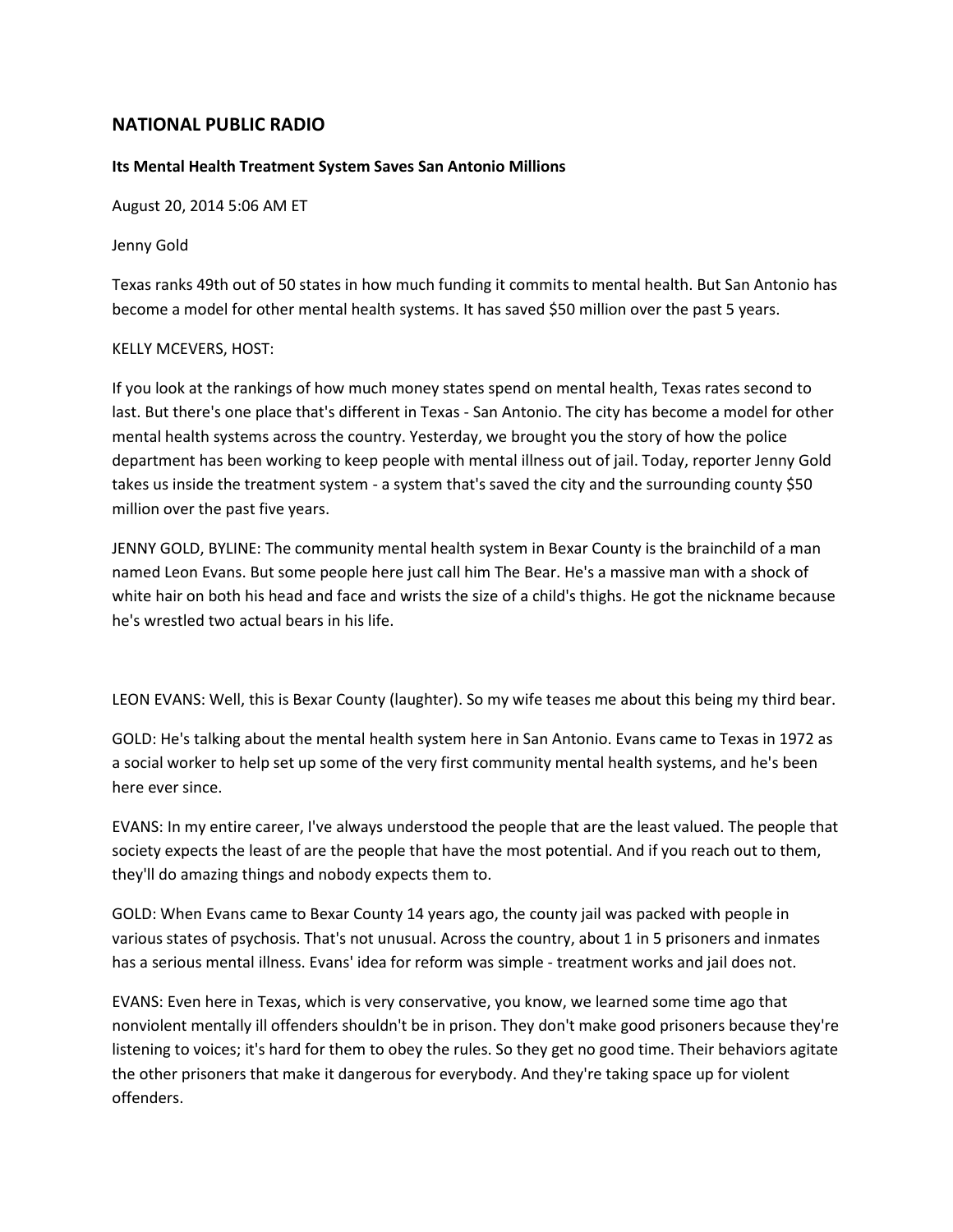## NATIONAL PUBLIC RADIO

**Its Mental Health Treatment System Saves San Antonio Millions**

August 20, 2014 5:06 AM ET

Jenny Gold

Texas ranks 49th out of 50 states in how much funding it commits to mental health. But San Antonio has become a model for other mental health systems. It has saved $50 million over the past 5 years.

KELLY MCEVERS, HOST:

If you look at the rankings of how much money states spend on mental health, Texas rates second to last. But there's one place that's different in Texas - San Antonio. The city has become a model for other mental health systems across the country. Yesterday, we brought you the story of how the police department has been working to keep people with mental illness out of jail. Today, reporter Jenny Gold takes us inside the treatment system - a system that's saved the city and the surrounding county $50 million over the past five years.

JENNY GOLD, BYLINE: The community mental health system in Bexar County is the brainchild of a man named Leon Evans. But some people here just call him The Bear. He's a massive man with a shock of white hair on both his head and face and wrists the size of a child's thighs. He got the nickname because he's wrestled two actual bears in his life.

LEON EVANS: Well, this is Bexar County (laughter). So my wife teases me about this being my third bear.

GOLD: He's talking about the mental health system here in San Antonio. Evans came to Texas in 1972 as a social worker to help set up some of the very first community mental health systems, and he's been here ever since.

EVANS: In my entire career, I've always understood the people that are the least valued. The people that society expects the least of are the people that have the most potential. And if you reach out to them, they'll do amazing things and nobody expects them to.

GOLD: When Evans came to Bexar County 14 years ago, the county jail was packed with people in various states of psychosis. That's not unusual. Across the country, about 1 in 5 prisoners and inmates has a serious mental illness. Evans' idea for reform was simple - treatment works and jail does not.

EVANS: Even here in Texas, which is very conservative, you know, we learned some time ago that nonviolent mentally ill offenders shouldn't be in prison. They don't make good prisoners because they're listening to voices; it's hard for them to obey the rules. So they get no good time. Their behaviors agitate the other prisoners that make it dangerous for everybody. And they're taking space up for violent offenders.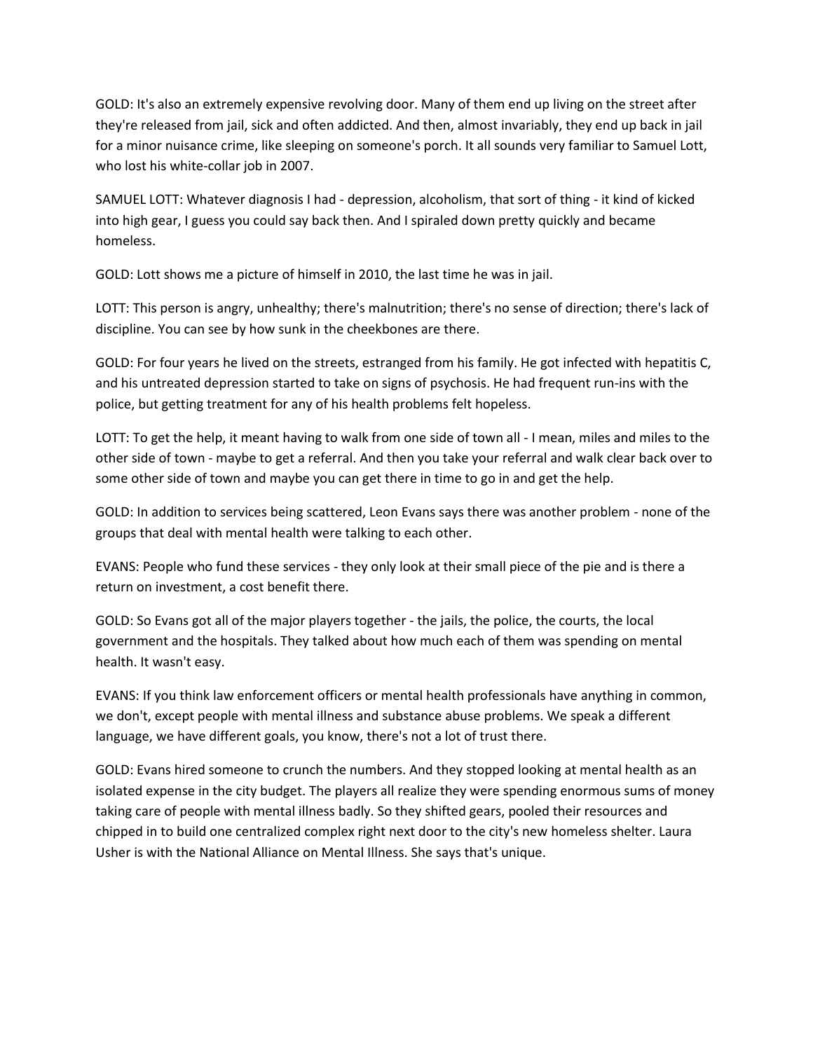GOLD: It's also an extremely expensive revolving door. Many of them end up living on the street after they're released from jail, sick and often addicted. And then, almost invariably, they end up back in jail for a minor nuisance crime, like sleeping on someone's porch. It all sounds very familiar to Samuel Lott, who lost his white-collar job in 2007.

SAMUEL LOTT: Whatever diagnosis I had - depression, alcoholism, that sort of thing - it kind of kicked into high gear, I guess you could say back then. And I spiraled down pretty quickly and became homeless.

GOLD: Lott shows me a picture of himself in 2010, the last time he was in jail.

LOTT: This person is angry, unhealthy; there's malnutrition; there's no sense of direction; there's lack of discipline. You can see by how sunk in the cheekbones are there.

GOLD: For four years he lived on the streets, estranged from his family. He got infected with hepatitis C, and his untreated depression started to take on signs of psychosis. He had frequent run-ins with the police, but getting treatment for any of his health problems felt hopeless.

LOTT: To get the help, it meant having to walk from one side of town all - I mean, miles and miles to the other side of town - maybe to get a referral. And then you take your referral and walk clear back over to some other side of town and maybe you can get there in time to go in and get the help.

GOLD: In addition to services being scattered, Leon Evans says there was another problem - none of the groups that deal with mental health were talking to each other.

EVANS: People who fund these services - they only look at their small piece of the pie and is there a return on investment, a cost benefit there.

GOLD: So Evans got all of the major players together - the jails, the police, the courts, the local government and the hospitals. They talked about how much each of them was spending on mental health. It wasn't easy.

EVANS: If you think law enforcement officers or mental health professionals have anything in common, we don't, except people with mental illness and substance abuse problems. We speak a different language, we have different goals, you know, there's not a lot of trust there.

GOLD: Evans hired someone to crunch the numbers. And they stopped looking at mental health as an isolated expense in the city budget. The players all realize they were spending enormous sums of money taking care of people with mental illness badly. So they shifted gears, pooled their resources and chipped in to build one centralized complex right next door to the city's new homeless shelter. Laura Usher is with the National Alliance on Mental Illness. She says that's unique.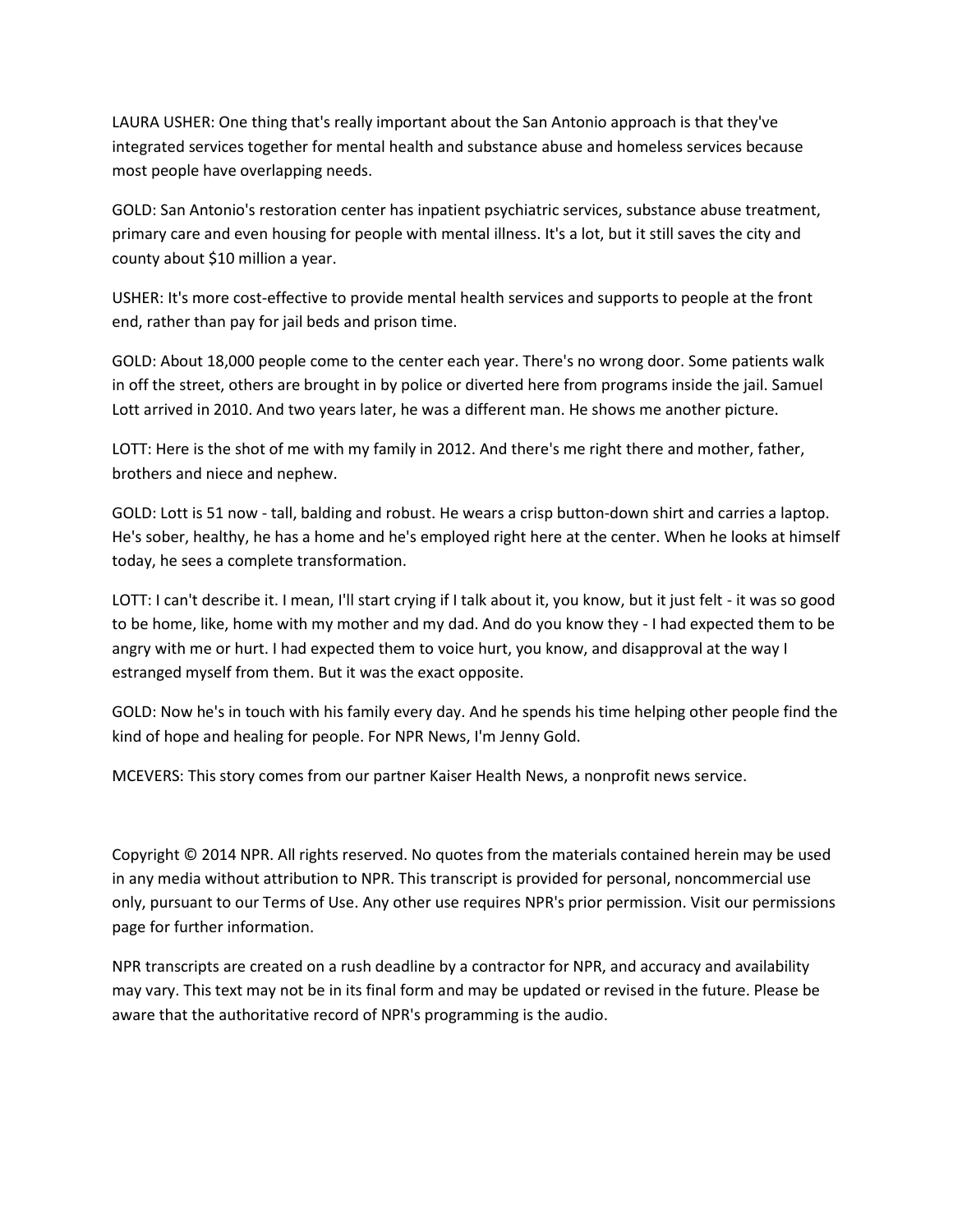LAURA USHER: One thing that's really important about the San Antonio approach is that they've integrated services together for mental health and substance abuse and homeless services because most people have overlapping needs.

GOLD: San Antonio's restoration center has inpatient psychiatric services, substance abuse treatment, primary care and even housing for people with mental illness. It's a lot, but it still saves the city and county about $10 million a year.

USHER: It's more cost-effective to provide mental health services and supports to people at the front end, rather than pay for jail beds and prison time.

GOLD: About 18,000 people come to the center each year. There's no wrong door. Some patients walk in off the street, others are brought in by police or diverted here from programs inside the jail. Samuel Lott arrived in 2010. And two years later, he was a different man. He shows me another picture.

LOTT: Here is the shot of me with my family in 2012. And there's me right there and mother, father, brothers and niece and nephew.

GOLD: Lott is 51 now - tall, balding and robust. He wears a crisp button-down shirt and carries a laptop. He's sober, healthy, he has a home and he's employed right here at the center. When he looks at himself today, he sees a complete transformation.

LOTT: I can't describe it. I mean, I'll start crying if I talk about it, you know, but it just felt - it was so good to be home, like, home with my mother and my dad. And do you know they - I had expected them to be angry with me or hurt. I had expected them to voice hurt, you know, and disapproval at the way I estranged myself from them. But it was the exact opposite.

GOLD: Now he's in touch with his family every day. And he spends his time helping other people find the kind of hope and healing for people. For NPR News, I'm Jenny Gold.

MCEVERS: This story comes from our partner Kaiser Health News, a nonprofit news service.

Copyright © 2014 NPR. All rights reserved. No quotes from the materials contained herein may be used in any media without attribution to NPR. This transcript is provided for personal, noncommercial use only, pursuant to our Terms of Use. Any other use requires NPR's prior permission. Visit our permissions page for further information.

NPR transcripts are created on a rush deadline by a contractor for NPR, and accuracy and availability may vary. This text may not be in its final form and may be updated or revised in the future. Please be aware that the authoritative record of NPR's programming is the audio.